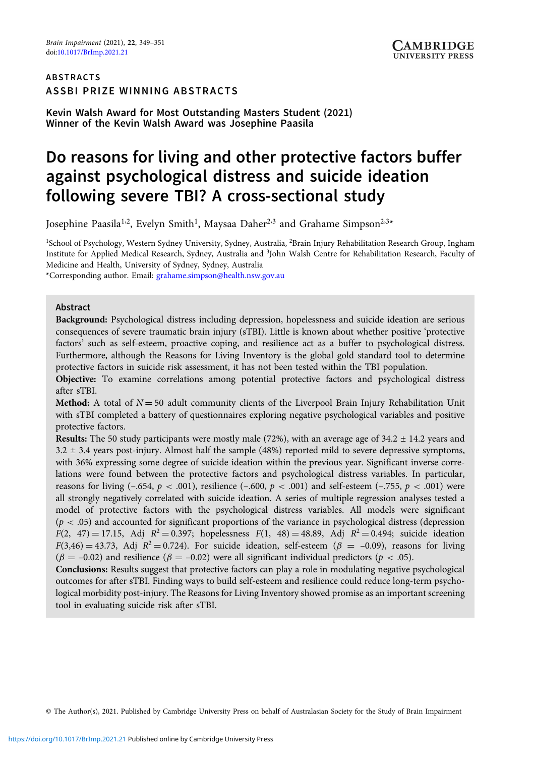ABSTRACTS

ASSBI PRIZE WINNING ABSTRACTS

**Kevin Walsh Award for Most Outstanding Masters Student (2021)**
**Winner of the Kevin Walsh Award was Josephine Paasila**

# Do reasons for living and other protective factors buffer against psychological distress and suicide ideation following severe TBI? A cross-sectional study

Josephine Paasila[1,2], Evelyn Smith[1], Maysaa Daher[2,3] and Grahame Simpson[2,3]*

[1]School of Psychology, Western Sydney University, Sydney, Australia, [2]Brain Injury Rehabilitation Research Group, Ingham Institute for Applied Medical Research, Sydney, Australia and [3]John Walsh Centre for Rehabilitation Research, Faculty of Medicine and Health, University of Sydney, Sydney, Australia

*Corresponding author. Email: grahame.simpson@health.nsw.gov.au

## Abstract

**Background:** Psychological distress including depression, hopelessness and suicide ideation are serious consequences of severe traumatic brain injury (sTBI). Little is known about whether positive 'protective factors' such as self-esteem, proactive coping, and resilience act as a buffer to psychological distress. Furthermore, although the Reasons for Living Inventory is the global gold standard tool to determine protective factors in suicide risk assessment, it has not been tested within the TBI population.

**Objective:** To examine correlations among potential protective factors and psychological distress after sTBI.

**Method:** A total of $N = 50$ adult community clients of the Liverpool Brain Injury Rehabilitation Unit with sTBI completed a battery of questionnaires exploring negative psychological variables and positive protective factors.

**Results:** The 50 study participants were mostly male (72%), with an average age of 34.2 ± 14.2 years and 3.2 ± 3.4 years post-injury. Almost half the sample (48%) reported mild to severe depressive symptoms, with 36% expressing some degree of suicide ideation within the previous year. Significant inverse correlations were found between the protective factors and psychological distress variables. In particular, reasons for living (–.654, $p < .001$), resilience (–.600, $p < .001$) and self-esteem (–.755, $p < .001$) were all strongly negatively correlated with suicide ideation. A series of multiple regression analyses tested a model of protective factors with the psychological distress variables. All models were significant ($p < .05$) and accounted for significant proportions of the variance in psychological distress (depression $F(2, 47) = 17.15$, Adj $R^2 = 0.397$; hopelessness $F(1, 48) = 48.89$, Adj $R^2 = 0.494$; suicide ideation $F(3,46) = 43.73$, Adj $R^2 = 0.724$). For suicide ideation, self-esteem ($\beta = -0.09$), reasons for living ($\beta = -0.02$) and resilience ($\beta = -0.02$) were all significant individual predictors ($p < .05$).

**Conclusions:** Results suggest that protective factors can play a role in modulating negative psychological outcomes for after sTBI. Finding ways to build self-esteem and resilience could reduce long-term psychological morbidity post-injury. The Reasons for Living Inventory showed promise as an important screening tool in evaluating suicide risk after sTBI.

© The Author(s), 2021. Published by Cambridge University Press on behalf of Australasian Society for the Study of Brain Impairment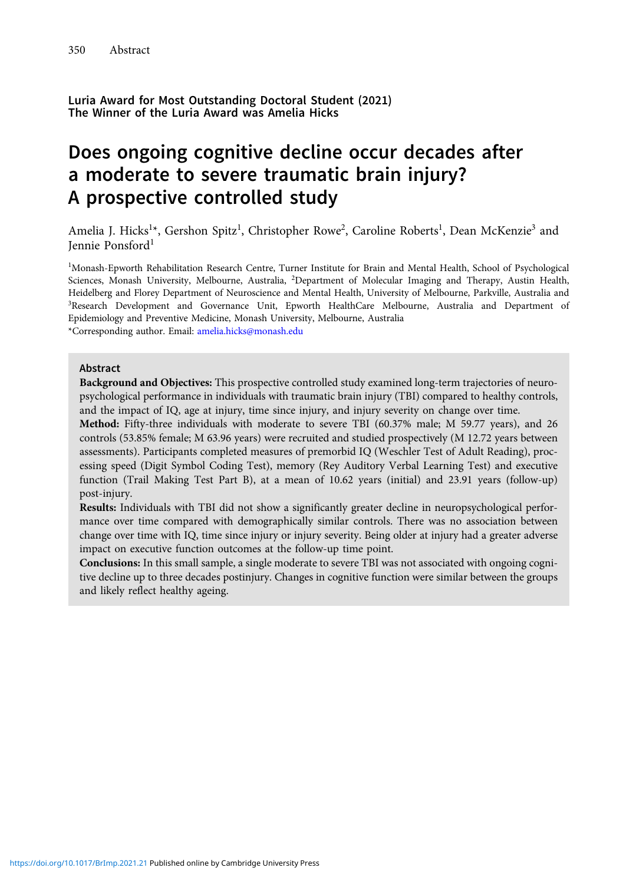**Luria Award for Most Outstanding Doctoral Student (2021)**
**The Winner of the Luria Award was Amelia Hicks**

# Does ongoing cognitive decline occur decades after a moderate to severe traumatic brain injury? A prospective controlled study

Amelia J. Hicks[1]*, Gershon Spitz[1], Christopher Rowe[2], Caroline Roberts[1], Dean McKenzie[3] and Jennie Ponsford[1]

[1]Monash-Epworth Rehabilitation Research Centre, Turner Institute for Brain and Mental Health, School of Psychological Sciences, Monash University, Melbourne, Australia, [2]Department of Molecular Imaging and Therapy, Austin Health, Heidelberg and Florey Department of Neuroscience and Mental Health, University of Melbourne, Parkville, Australia and [3]Research Development and Governance Unit, Epworth HealthCare Melbourne, Australia and Department of Epidemiology and Preventive Medicine, Monash University, Melbourne, Australia

*Corresponding author. Email: amelia.hicks@monash.edu

## Abstract

**Background and Objectives:** This prospective controlled study examined long-term trajectories of neuropsychological performance in individuals with traumatic brain injury (TBI) compared to healthy controls, and the impact of IQ, age at injury, time since injury, and injury severity on change over time.

**Method:** Fifty-three individuals with moderate to severe TBI (60.37% male; M 59.77 years), and 26 controls (53.85% female; M 63.96 years) were recruited and studied prospectively (M 12.72 years between assessments). Participants completed measures of premorbid IQ (Weschler Test of Adult Reading), processing speed (Digit Symbol Coding Test), memory (Rey Auditory Verbal Learning Test) and executive function (Trail Making Test Part B), at a mean of 10.62 years (initial) and 23.91 years (follow-up) post-injury.

**Results:** Individuals with TBI did not show a significantly greater decline in neuropsychological performance over time compared with demographically similar controls. There was no association between change over time with IQ, time since injury or injury severity. Being older at injury had a greater adverse impact on executive function outcomes at the follow-up time point.

**Conclusions:** In this small sample, a single moderate to severe TBI was not associated with ongoing cognitive decline up to three decades postinjury. Changes in cognitive function were similar between the groups and likely reflect healthy ageing.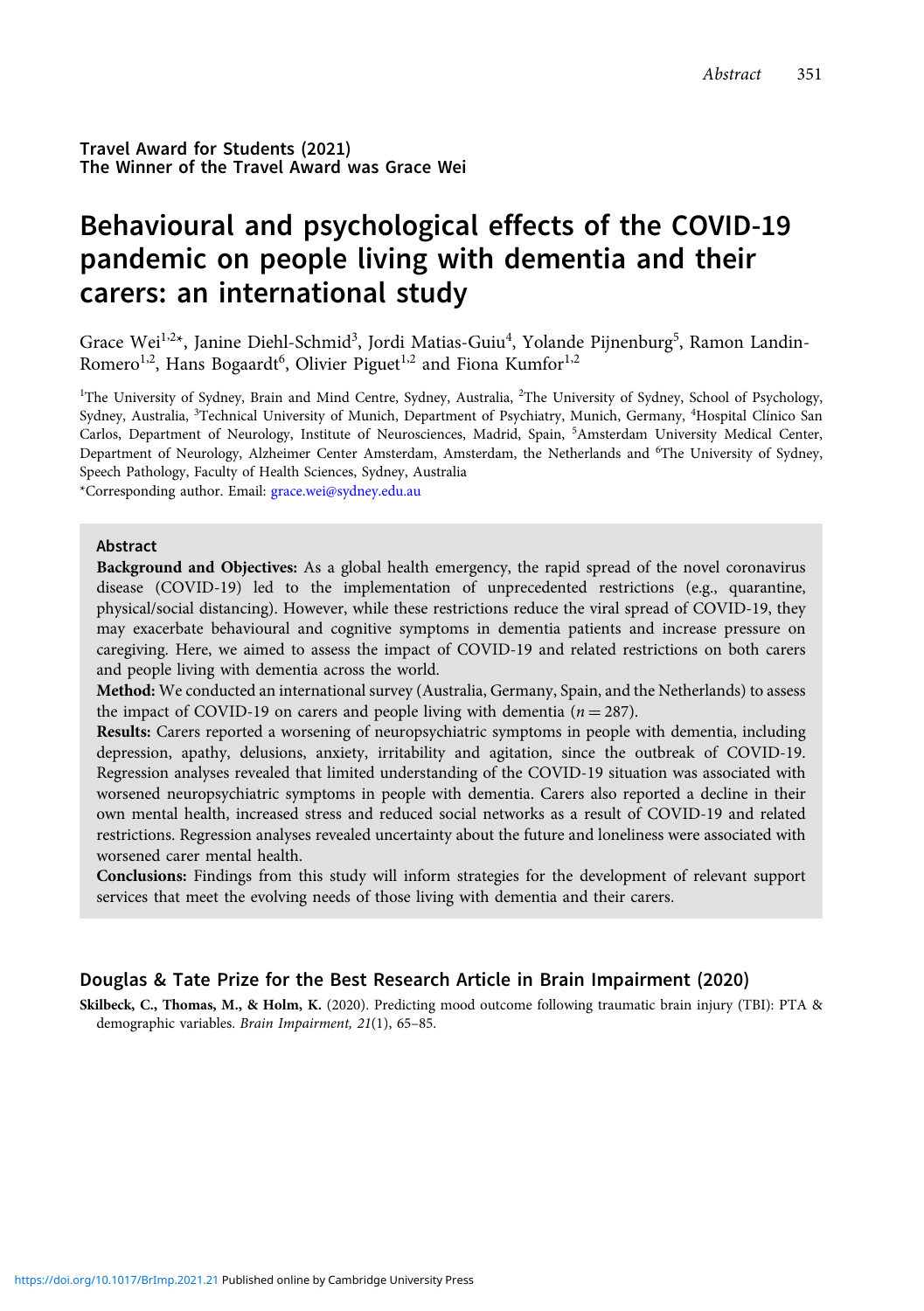## Travel Award for Students (2021)
## The Winner of the Travel Award was Grace Wei

# Behavioural and psychological effects of the COVID-19 pandemic on people living with dementia and their carers: an international study

Grace Wei[1,2*], Janine Diehl-Schmid[3], Jordi Matias-Guiu[4], Yolande Pijnenburg[5], Ramon Landin-Romero[1,2], Hans Bogaardt[6], Olivier Piguet[1,2] and Fiona Kumfor[1,2]

[1]The University of Sydney, Brain and Mind Centre, Sydney, Australia, [2]The University of Sydney, School of Psychology, Sydney, Australia, [3]Technical University of Munich, Department of Psychiatry, Munich, Germany, [4]Hospital Clínico San Carlos, Department of Neurology, Institute of Neurosciences, Madrid, Spain, [5]Amsterdam University Medical Center, Department of Neurology, Alzheimer Center Amsterdam, Amsterdam, the Netherlands and [6]The University of Sydney, Speech Pathology, Faculty of Health Sciences, Sydney, Australia

*Corresponding author. Email: grace.wei@sydney.edu.au

### Abstract

**Background and Objectives:** As a global health emergency, the rapid spread of the novel coronavirus disease (COVID-19) led to the implementation of unprecedented restrictions (e.g., quarantine, physical/social distancing). However, while these restrictions reduce the viral spread of COVID-19, they may exacerbate behavioural and cognitive symptoms in dementia patients and increase pressure on caregiving. Here, we aimed to assess the impact of COVID-19 and related restrictions on both carers and people living with dementia across the world.

**Method:** We conducted an international survey (Australia, Germany, Spain, and the Netherlands) to assess the impact of COVID-19 on carers and people living with dementia ($n = 287$).

**Results:** Carers reported a worsening of neuropsychiatric symptoms in people with dementia, including depression, apathy, delusions, anxiety, irritability and agitation, since the outbreak of COVID-19. Regression analyses revealed that limited understanding of the COVID-19 situation was associated with worsened neuropsychiatric symptoms in people with dementia. Carers also reported a decline in their own mental health, increased stress and reduced social networks as a result of COVID-19 and related restrictions. Regression analyses revealed uncertainty about the future and loneliness were associated with worsened carer mental health.

**Conclusions:** Findings from this study will inform strategies for the development of relevant support services that meet the evolving needs of those living with dementia and their carers.

## Douglas & Tate Prize for the Best Research Article in Brain Impairment (2020)

**Skilbeck, C., Thomas, M., & Holm, K.** (2020). Predicting mood outcome following traumatic brain injury (TBI): PTA & demographic variables. *Brain Impairment, 21*(1), 65–85.